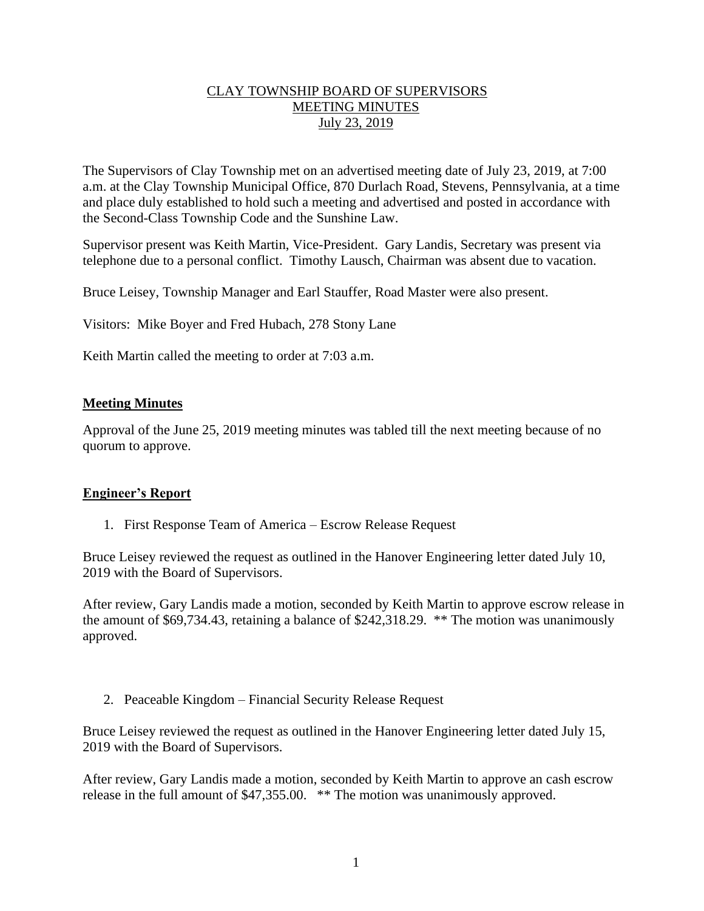# CLAY TOWNSHIP BOARD OF SUPERVISORS
# MEETING MINUTES
# July 23, 2019

The Supervisors of Clay Township met on an advertised meeting date of July 23, 2019, at 7:00 a.m. at the Clay Township Municipal Office, 870 Durlach Road, Stevens, Pennsylvania, at a time and place duly established to hold such a meeting and advertised and posted in accordance with the Second-Class Township Code and the Sunshine Law.

Supervisor present was Keith Martin, Vice-President. Gary Landis, Secretary was present via telephone due to a personal conflict. Timothy Lausch, Chairman was absent due to vacation.

Bruce Leisey, Township Manager and Earl Stauffer, Road Master were also present.

Visitors: Mike Boyer and Fred Hubach, 278 Stony Lane

Keith Martin called the meeting to order at 7:03 a.m.

## Meeting Minutes

Approval of the June 25, 2019 meeting minutes was tabled till the next meeting because of no quorum to approve.

## Engineer's Report

1. First Response Team of America – Escrow Release Request

Bruce Leisey reviewed the request as outlined in the Hanover Engineering letter dated July 10, 2019 with the Board of Supervisors.

After review, Gary Landis made a motion, seconded by Keith Martin to approve escrow release in the amount of $69,734.43, retaining a balance of $242,318.29. ** The motion was unanimously approved.

2. Peaceable Kingdom – Financial Security Release Request

Bruce Leisey reviewed the request as outlined in the Hanover Engineering letter dated July 15, 2019 with the Board of Supervisors.

After review, Gary Landis made a motion, seconded by Keith Martin to approve an cash escrow release in the full amount of $47,355.00. ** The motion was unanimously approved.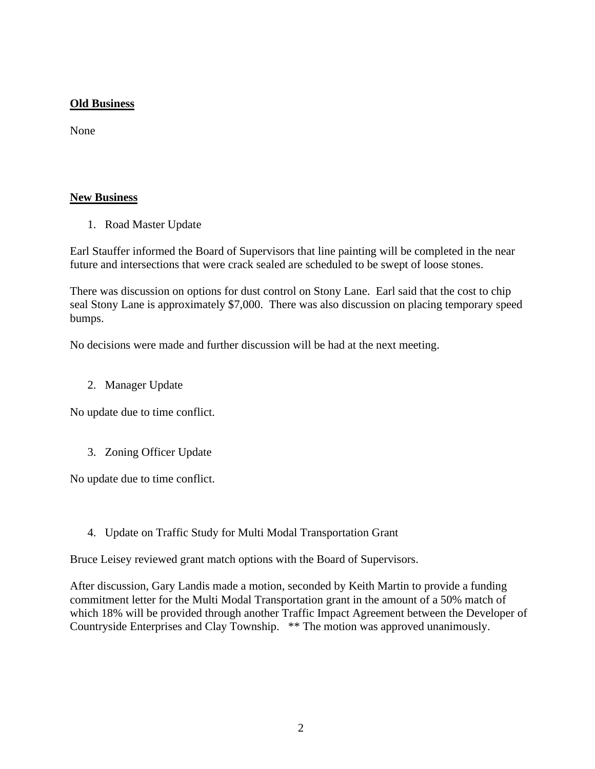## Old Business

None

## New Business

1. Road Master Update

Earl Stauffer informed the Board of Supervisors that line painting will be completed in the near future and intersections that were crack sealed are scheduled to be swept of loose stones.

There was discussion on options for dust control on Stony Lane. Earl said that the cost to chip seal Stony Lane is approximately $7,000. There was also discussion on placing temporary speed bumps.

No decisions were made and further discussion will be had at the next meeting.

2. Manager Update

No update due to time conflict.

3. Zoning Officer Update

No update due to time conflict.

4. Update on Traffic Study for Multi Modal Transportation Grant

Bruce Leisey reviewed grant match options with the Board of Supervisors.

After discussion, Gary Landis made a motion, seconded by Keith Martin to provide a funding commitment letter for the Multi Modal Transportation grant in the amount of a 50% match of which 18% will be provided through another Traffic Impact Agreement between the Developer of Countryside Enterprises and Clay Township. ** The motion was approved unanimously.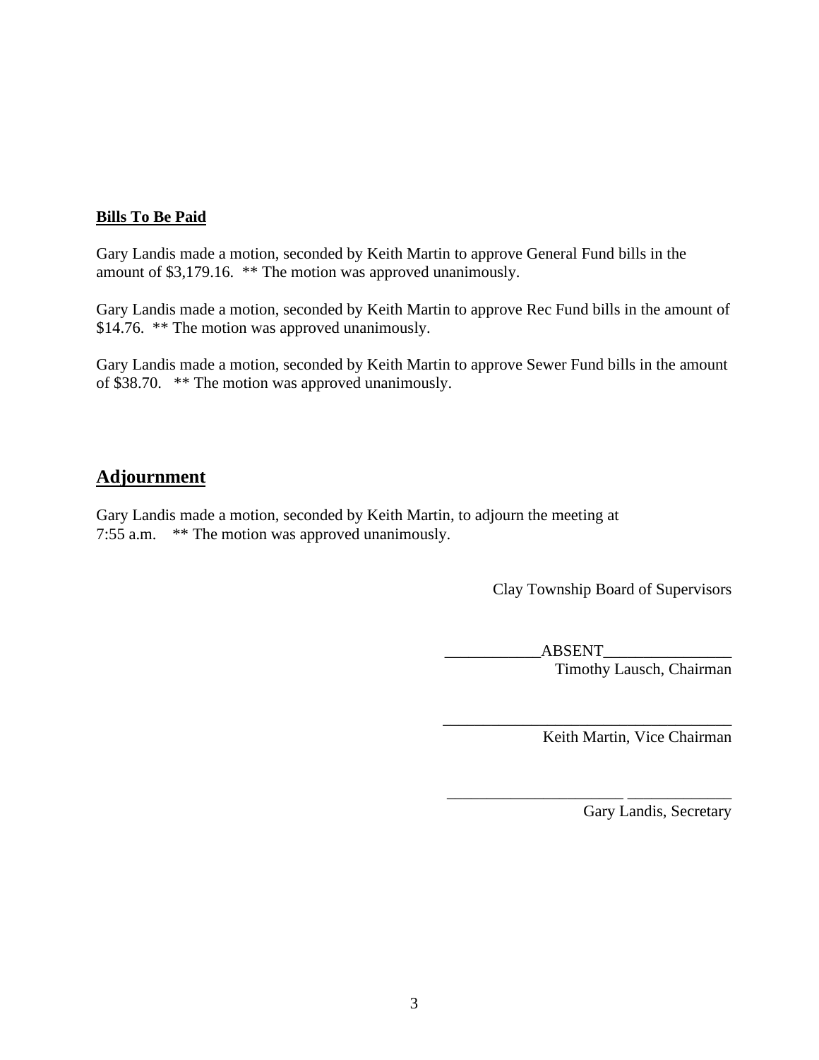**Bills To Be Paid**

Gary Landis made a motion, seconded by Keith Martin to approve General Fund bills in the amount of $3,179.16. ** The motion was approved unanimously.

Gary Landis made a motion, seconded by Keith Martin to approve Rec Fund bills in the amount of $14.76. ** The motion was approved unanimously.

Gary Landis made a motion, seconded by Keith Martin to approve Sewer Fund bills in the amount of $38.70. ** The motion was approved unanimously.

## Adjournment

Gary Landis made a motion, seconded by Keith Martin, to adjourn the meeting at 7:55 a.m. ** The motion was approved unanimously.

Clay Township Board of Supervisors

____________ABSENT________________
Timothy Lausch, Chairman

_____________________________________
Keith Martin, Vice Chairman

_____________________________________
Gary Landis, Secretary